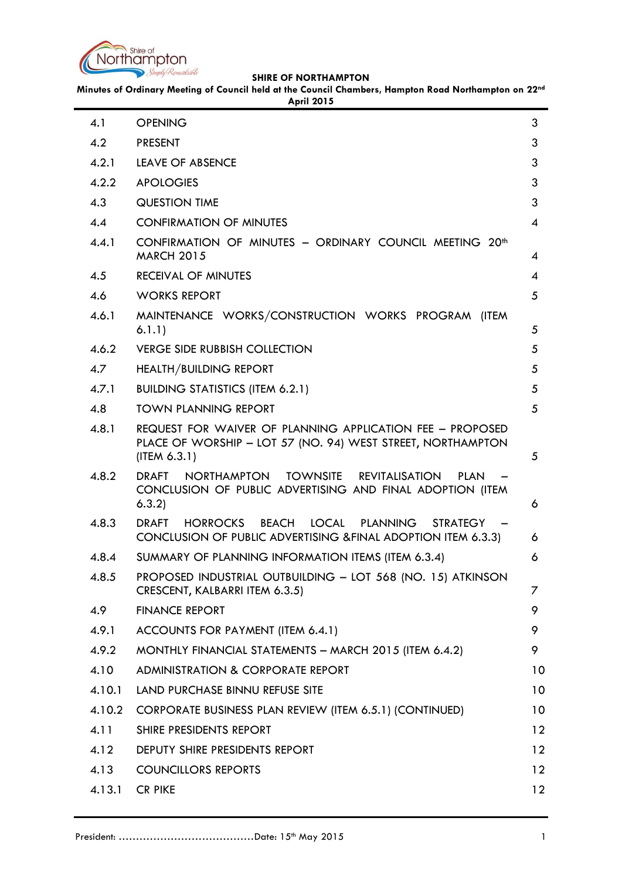**SHIRE OF NORTHAMPTON**

**Minutes of Ordinary Meeting of Council held at the Council Chambers, Hampton Road Northampton on 22nd April 2015**

| | | |
|---|---|---|
| 4.1 | OPENING | 3 |
| 4.2 | PRESENT | 3 |
| 4.2.1 | LEAVE OF ABSENCE | 3 |
| 4.2.2 | APOLOGIES | 3 |
| 4.3 | QUESTION TIME | 3 |
| 4.4 | CONFIRMATION OF MINUTES | 4 |
| 4.4.1 | CONFIRMATION OF MINUTES – ORDINARY COUNCIL MEETING 20th MARCH 2015 | 4 |
| 4.5 | RECEIVAL OF MINUTES | 4 |
| 4.6 | WORKS REPORT | 5 |
| 4.6.1 | MAINTENANCE WORKS/CONSTRUCTION WORKS PROGRAM (ITEM 6.1.1) | 5 |
| 4.6.2 | VERGE SIDE RUBBISH COLLECTION | 5 |
| 4.7 | HEALTH/BUILDING REPORT | 5 |
| 4.7.1 | BUILDING STATISTICS (ITEM 6.2.1) | 5 |
| 4.8 | TOWN PLANNING REPORT | 5 |
| 4.8.1 | REQUEST FOR WAIVER OF PLANNING APPLICATION FEE – PROPOSED PLACE OF WORSHIP – LOT 57 (NO. 94) WEST STREET, NORTHAMPTON (ITEM 6.3.1) | 5 |
| 4.8.2 | DRAFT NORTHAMPTON TOWNSITE REVITALISATION PLAN – CONCLUSION OF PUBLIC ADVERTISING AND FINAL ADOPTION (ITEM 6.3.2) | 6 |
| 4.8.3 | DRAFT HORROCKS BEACH LOCAL PLANNING STRATEGY – CONCLUSION OF PUBLIC ADVERTISING &FINAL ADOPTION ITEM 6.3.3) | 6 |
| 4.8.4 | SUMMARY OF PLANNING INFORMATION ITEMS (ITEM 6.3.4) | 6 |
| 4.8.5 | PROPOSED INDUSTRIAL OUTBUILDING – LOT 568 (NO. 15) ATKINSON CRESCENT, KALBARRI ITEM 6.3.5) | 7 |
| 4.9 | FINANCE REPORT | 9 |
| 4.9.1 | ACCOUNTS FOR PAYMENT (ITEM 6.4.1) | 9 |
| 4.9.2 | MONTHLY FINANCIAL STATEMENTS – MARCH 2015 (ITEM 6.4.2) | 9 |
| 4.10 | ADMINISTRATION & CORPORATE REPORT | 10 |
| 4.10.1 | LAND PURCHASE BINNU REFUSE SITE | 10 |
| 4.10.2 | CORPORATE BUSINESS PLAN REVIEW (ITEM 6.5.1) (CONTINUED) | 10 |
| 4.11 | SHIRE PRESIDENTS REPORT | 12 |
| 4.12 | DEPUTY SHIRE PRESIDENTS REPORT | 12 |
| 4.13 | COUNCILLORS REPORTS | 12 |
| 4.13.1 | CR PIKE | 12 |

President: ………………………………….Date: 15th May 2015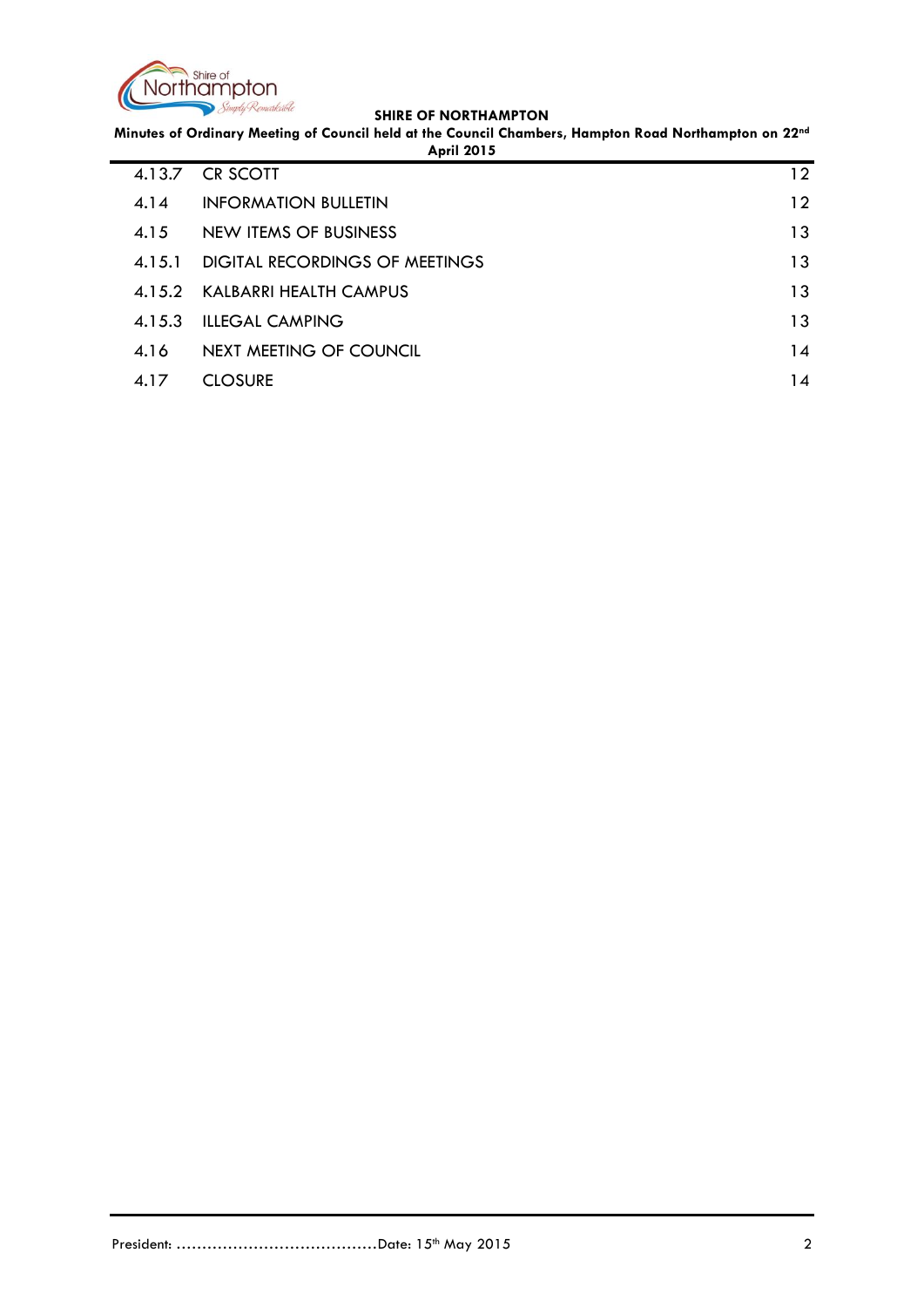| | | |
|---|---|---|
| 4.13.7 | CR SCOTT | 12 |
| 4.14 | INFORMATION BULLETIN | 12 |
| 4.15 | NEW ITEMS OF BUSINESS | 13 |
| 4.15.1 | DIGITAL RECORDINGS OF MEETINGS | 13 |
| 4.15.2 | KALBARRI HEALTH CAMPUS | 13 |
| 4.15.3 | ILLEGAL CAMPING | 13 |
| 4.16 | NEXT MEETING OF COUNCIL | 14 |
| 4.17 | CLOSURE | 14 |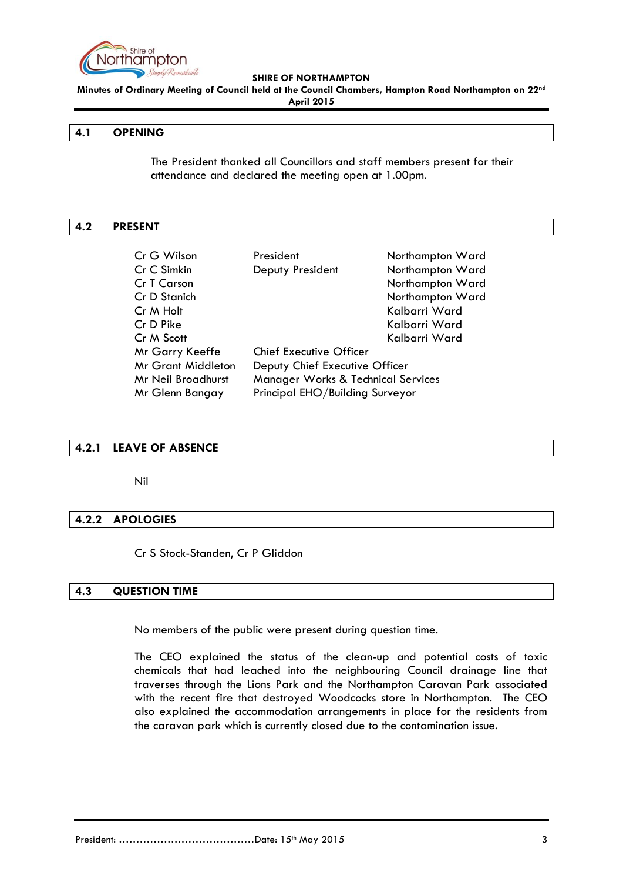## 4.1 OPENING

The President thanked all Councillors and staff members present for their attendance and declared the meeting open at 1.00pm.

## 4.2 PRESENT

| | | |
|---|---|---|
| Cr G Wilson | President | Northampton Ward |
| Cr C Simkin | Deputy President | Northampton Ward |
| Cr T Carson | | Northampton Ward |
| Cr D Stanich | | Northampton Ward |
| Cr M Holt | | Kalbarri Ward |
| Cr D Pike | | Kalbarri Ward |
| Cr M Scott | | Kalbarri Ward |
| Mr Garry Keeffe | Chief Executive Officer | |
| Mr Grant Middleton | Deputy Chief Executive Officer | |
| Mr Neil Broadhurst | Manager Works & Technical Services | |
| Mr Glenn Bangay | Principal EHO/Building Surveyor | |

### 4.2.1 LEAVE OF ABSENCE

Nil

### 4.2.2 APOLOGIES

Cr S Stock-Standen, Cr P Gliddon

## 4.3 QUESTION TIME

No members of the public were present during question time.

The CEO explained the status of the clean-up and potential costs of toxic chemicals that had leached into the neighbouring Council drainage line that traverses through the Lions Park and the Northampton Caravan Park associated with the recent fire that destroyed Woodcocks store in Northampton. The CEO also explained the accommodation arrangements in place for the residents from the caravan park which is currently closed due to the contamination issue.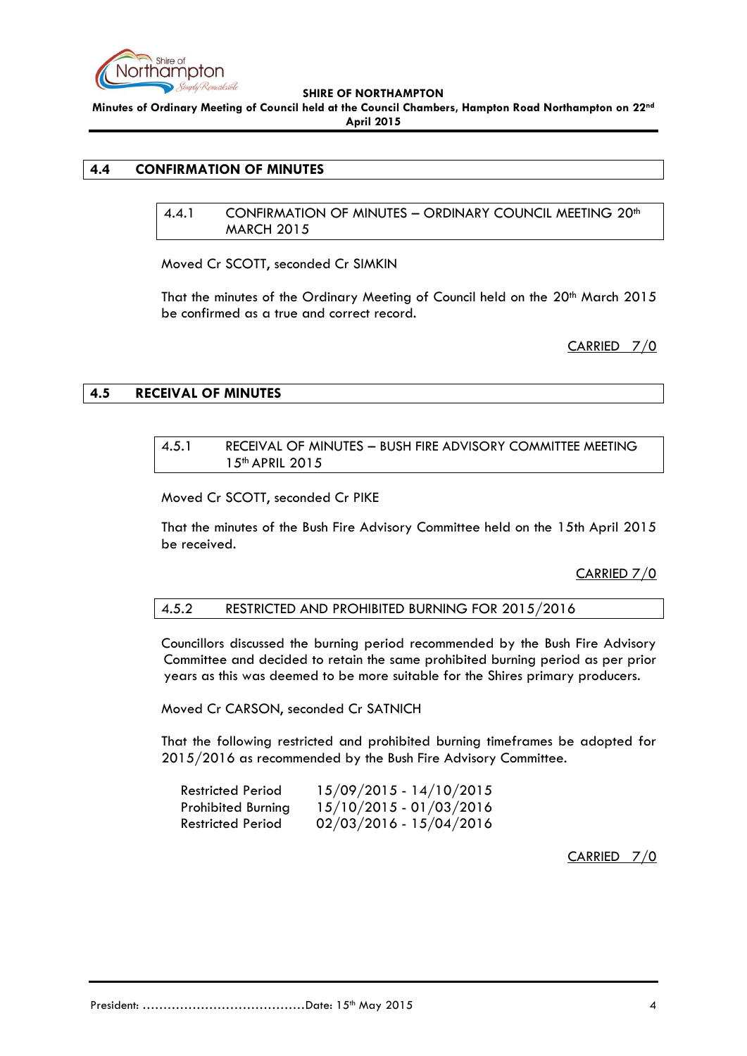## 4.4 CONFIRMATION OF MINUTES

### 4.4.1 CONFIRMATION OF MINUTES – ORDINARY COUNCIL MEETING 20th MARCH 2015

Moved Cr SCOTT, seconded Cr SIMKIN

That the minutes of the Ordinary Meeting of Council held on the 20th March 2015 be confirmed as a true and correct record.

CARRIED 7/0

## 4.5 RECEIVAL OF MINUTES

### 4.5.1 RECEIVAL OF MINUTES – BUSH FIRE ADVISORY COMMITTEE MEETING 15th APRIL 2015

Moved Cr SCOTT, seconded Cr PIKE

That the minutes of the Bush Fire Advisory Committee held on the 15th April 2015 be received.

CARRIED 7/0

### 4.5.2 RESTRICTED AND PROHIBITED BURNING FOR 2015/2016

Councillors discussed the burning period recommended by the Bush Fire Advisory Committee and decided to retain the same prohibited burning period as per prior years as this was deemed to be more suitable for the Shires primary producers.

Moved Cr CARSON, seconded Cr SATNICH

That the following restricted and prohibited burning timeframes be adopted for 2015/2016 as recommended by the Bush Fire Advisory Committee.

| | |
|---|---|
| Restricted Period | 15/09/2015 - 14/10/2015 |
| Prohibited Burning | 15/10/2015 - 01/03/2016 |
| Restricted Period | 02/03/2016 - 15/04/2016 |

CARRIED 7/0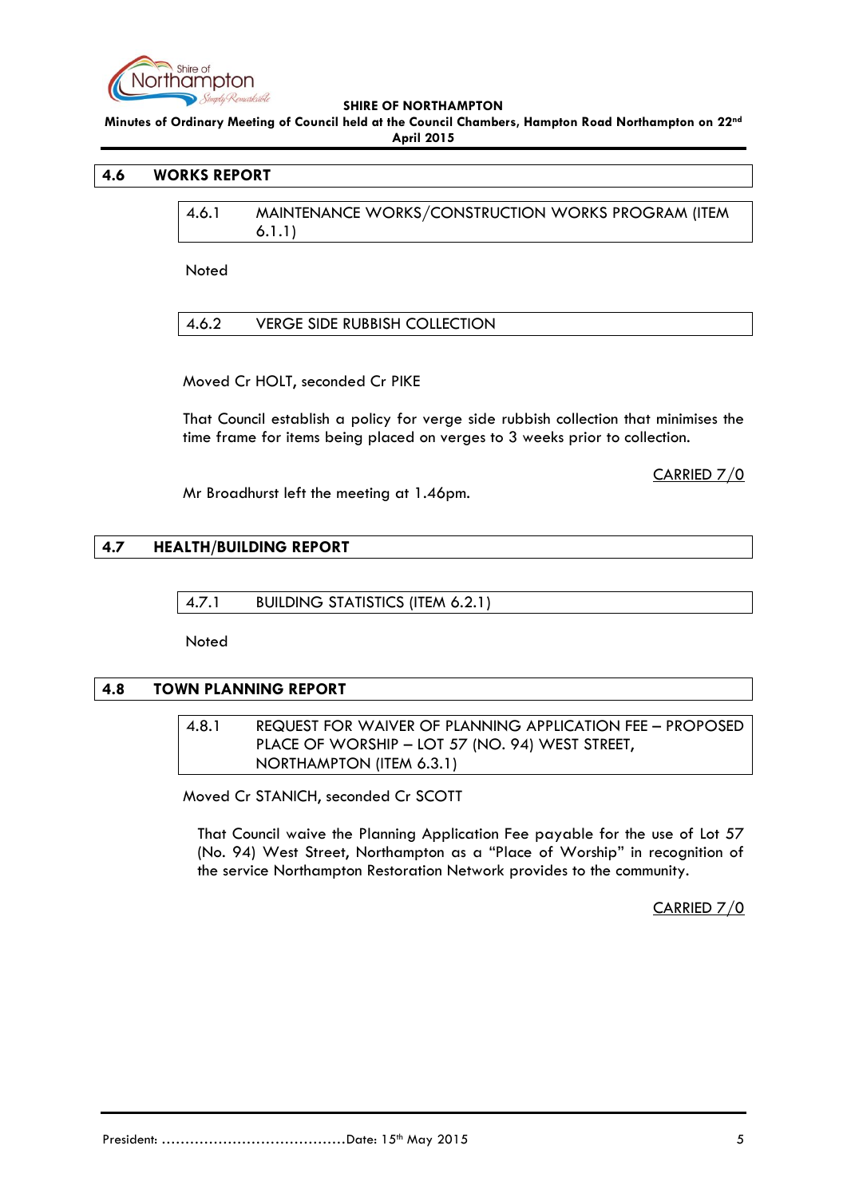## 4.6 WORKS REPORT

### 4.6.1 MAINTENANCE WORKS/CONSTRUCTION WORKS PROGRAM (ITEM 6.1.1)

Noted

### 4.6.2 VERGE SIDE RUBBISH COLLECTION

Moved Cr HOLT, seconded Cr PIKE

That Council establish a policy for verge side rubbish collection that minimises the time frame for items being placed on verges to 3 weeks prior to collection.

CARRIED 7/0

Mr Broadhurst left the meeting at 1.46pm.

## 4.7 HEALTH/BUILDING REPORT

### 4.7.1 BUILDING STATISTICS (ITEM 6.2.1)

Noted

## 4.8 TOWN PLANNING REPORT

### 4.8.1 REQUEST FOR WAIVER OF PLANNING APPLICATION FEE – PROPOSED PLACE OF WORSHIP – LOT 57 (NO. 94) WEST STREET, NORTHAMPTON (ITEM 6.3.1)

Moved Cr STANICH, seconded Cr SCOTT

That Council waive the Planning Application Fee payable for the use of Lot 57 (No. 94) West Street, Northampton as a "Place of Worship" in recognition of the service Northampton Restoration Network provides to the community.

CARRIED 7/0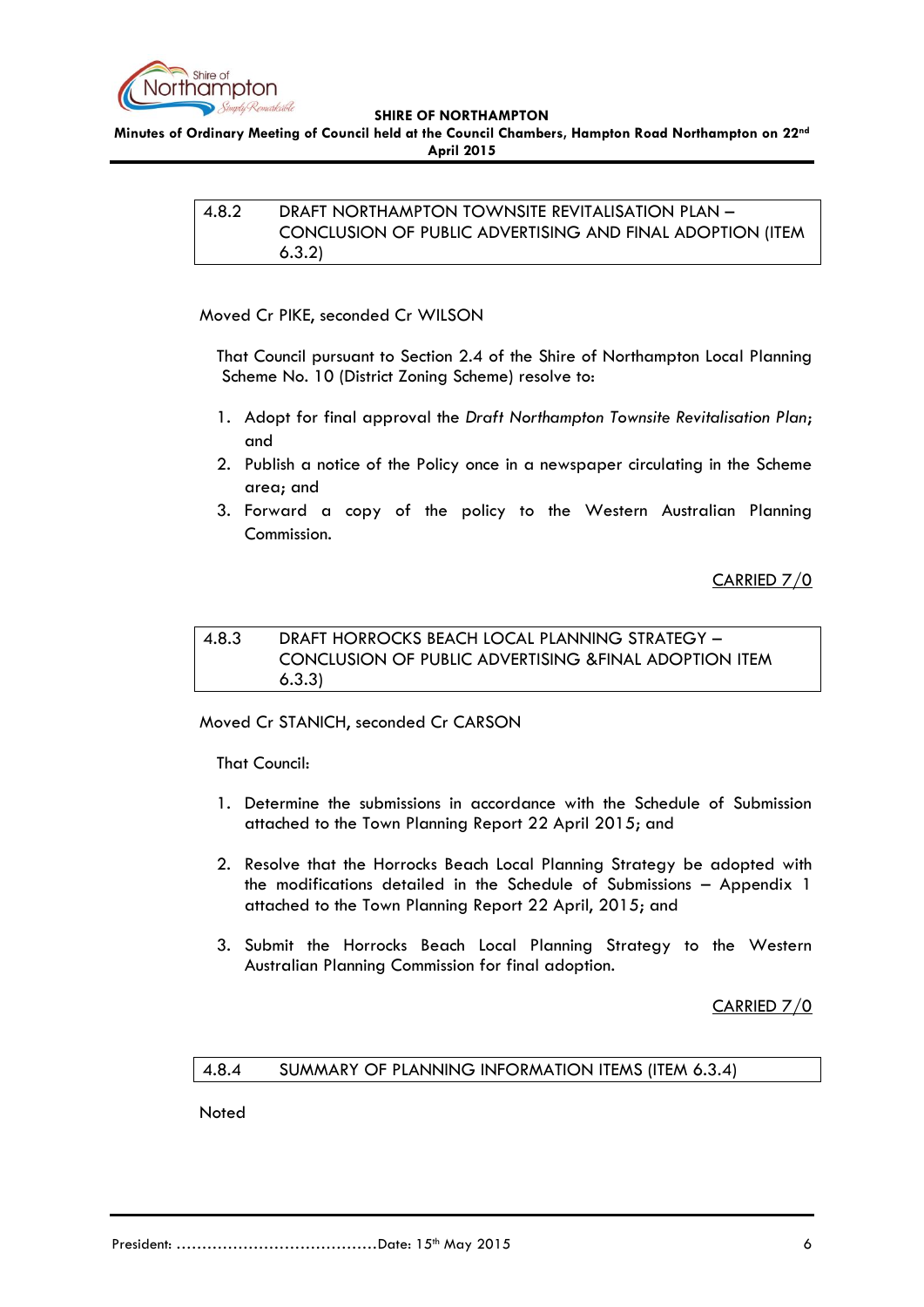### 4.8.2 DRAFT NORTHAMPTON TOWNSITE REVITALISATION PLAN – CONCLUSION OF PUBLIC ADVERTISING AND FINAL ADOPTION (ITEM 6.3.2)

Moved Cr PIKE, seconded Cr WILSON

That Council pursuant to Section 2.4 of the Shire of Northampton Local Planning Scheme No. 10 (District Zoning Scheme) resolve to:

1. Adopt for final approval the *Draft Northampton Townsite Revitalisation Plan*; and
2. Publish a notice of the Policy once in a newspaper circulating in the Scheme area; and
3. Forward a copy of the policy to the Western Australian Planning Commission.

CARRIED 7/0

### 4.8.3 DRAFT HORROCKS BEACH LOCAL PLANNING STRATEGY – CONCLUSION OF PUBLIC ADVERTISING &FINAL ADOPTION ITEM 6.3.3)

Moved Cr STANICH, seconded Cr CARSON

That Council:

1. Determine the submissions in accordance with the Schedule of Submission attached to the Town Planning Report 22 April 2015; and

2. Resolve that the Horrocks Beach Local Planning Strategy be adopted with the modifications detailed in the Schedule of Submissions – Appendix 1 attached to the Town Planning Report 22 April, 2015; and

3. Submit the Horrocks Beach Local Planning Strategy to the Western Australian Planning Commission for final adoption.

CARRIED 7/0

### 4.8.4 SUMMARY OF PLANNING INFORMATION ITEMS (ITEM 6.3.4)

Noted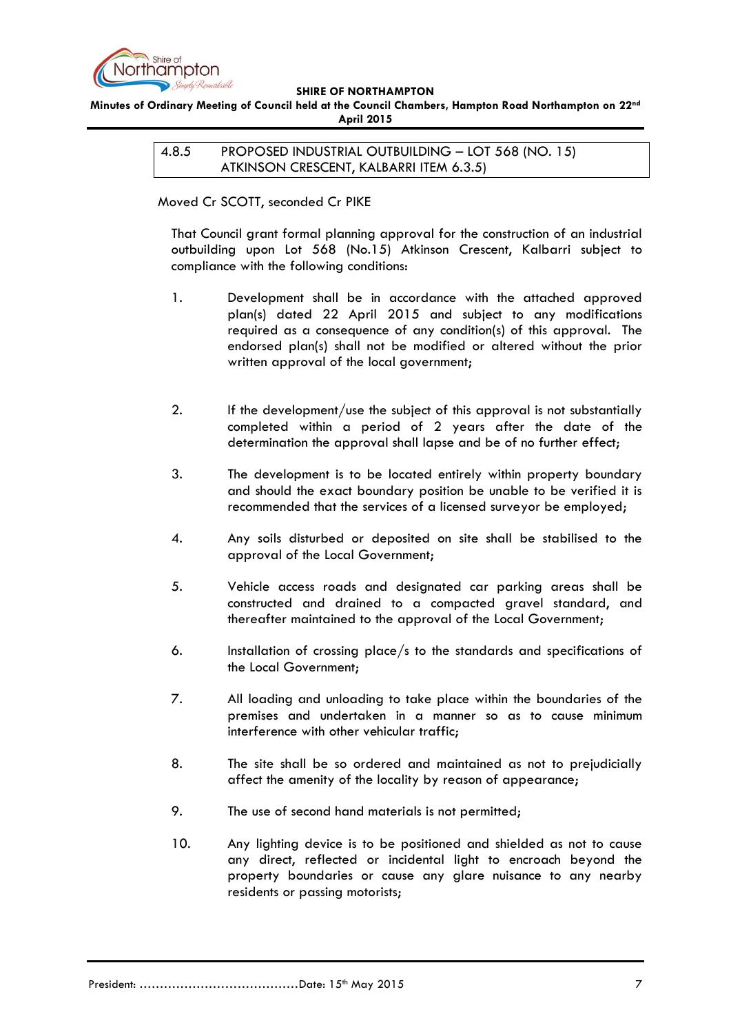## 4.8.5 PROPOSED INDUSTRIAL OUTBUILDING – LOT 568 (NO. 15) ATKINSON CRESCENT, KALBARRI ITEM 6.3.5)

Moved Cr SCOTT, seconded Cr PIKE

That Council grant formal planning approval for the construction of an industrial outbuilding upon Lot 568 (No.15) Atkinson Crescent, Kalbarri subject to compliance with the following conditions:

1. Development shall be in accordance with the attached approved plan(s) dated 22 April 2015 and subject to any modifications required as a consequence of any condition(s) of this approval. The endorsed plan(s) shall not be modified or altered without the prior written approval of the local government;

2. If the development/use the subject of this approval is not substantially completed within a period of 2 years after the date of the determination the approval shall lapse and be of no further effect;

3. The development is to be located entirely within property boundary and should the exact boundary position be unable to be verified it is recommended that the services of a licensed surveyor be employed;

4. Any soils disturbed or deposited on site shall be stabilised to the approval of the Local Government;

5. Vehicle access roads and designated car parking areas shall be constructed and drained to a compacted gravel standard, and thereafter maintained to the approval of the Local Government;

6. Installation of crossing place/s to the standards and specifications of the Local Government;

7. All loading and unloading to take place within the boundaries of the premises and undertaken in a manner so as to cause minimum interference with other vehicular traffic;

8. The site shall be so ordered and maintained as not to prejudicially affect the amenity of the locality by reason of appearance;

9. The use of second hand materials is not permitted;

10. Any lighting device is to be positioned and shielded as not to cause any direct, reflected or incidental light to encroach beyond the property boundaries or cause any glare nuisance to any nearby residents or passing motorists;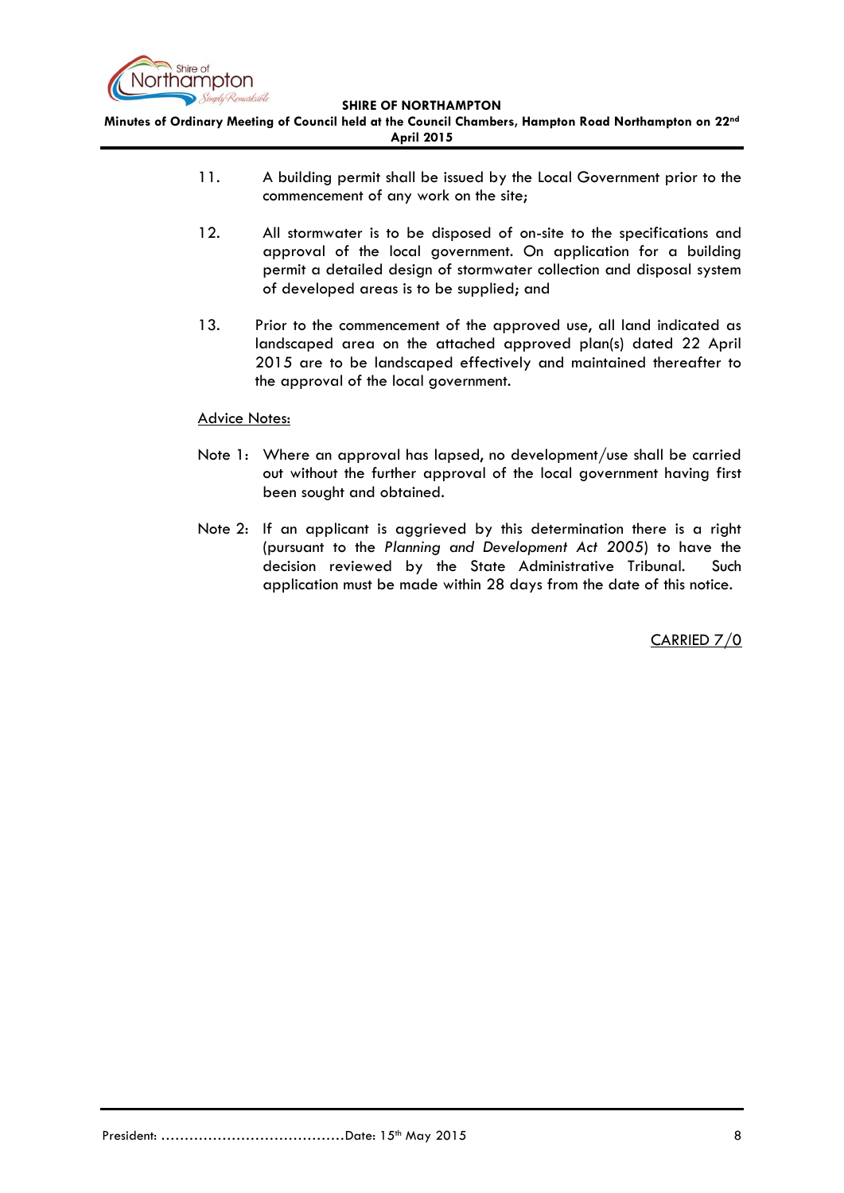11. A building permit shall be issued by the Local Government prior to the commencement of any work on the site;

12. All stormwater is to be disposed of on-site to the specifications and approval of the local government. On application for a building permit a detailed design of stormwater collection and disposal system of developed areas is to be supplied; and

13. Prior to the commencement of the approved use, all land indicated as landscaped area on the attached approved plan(s) dated 22 April 2015 are to be landscaped effectively and maintained thereafter to the approval of the local government.

<u>Advice Notes:</u>

Note 1: Where an approval has lapsed, no development/use shall be carried out without the further approval of the local government having first been sought and obtained.

Note 2: If an applicant is aggrieved by this determination there is a right (pursuant to the *Planning and Development Act 2005*) to have the decision reviewed by the State Administrative Tribunal. Such application must be made within 28 days from the date of this notice.

<u>CARRIED 7/0</u>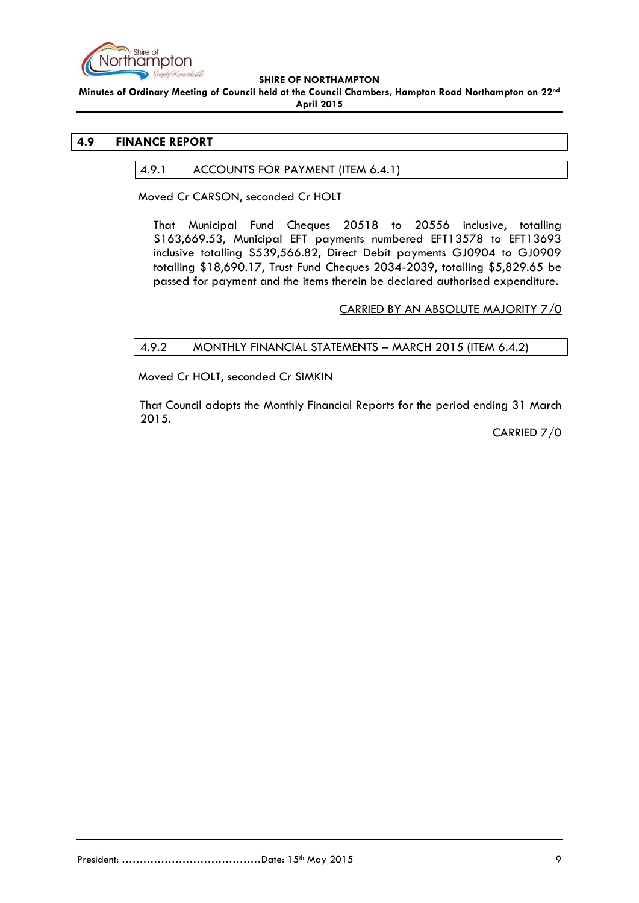## 4.9 FINANCE REPORT

### 4.9.1 ACCOUNTS FOR PAYMENT (ITEM 6.4.1)

Moved Cr CARSON, seconded Cr HOLT

That Municipal Fund Cheques 20518 to 20556 inclusive, totalling $163,669.53, Municipal EFT payments numbered EFT13578 to EFT13693 inclusive totalling $539,566.82, Direct Debit payments GJ0904 to GJ0909 totalling $18,690.17, Trust Fund Cheques 2034-2039, totalling $5,829.65 be passed for payment and the items therein be declared authorised expenditure.

CARRIED BY AN ABSOLUTE MAJORITY 7/0

### 4.9.2 MONTHLY FINANCIAL STATEMENTS – MARCH 2015 (ITEM 6.4.2)

Moved Cr HOLT, seconded Cr SIMKIN

That Council adopts the Monthly Financial Reports for the period ending 31 March 2015.

CARRIED 7/0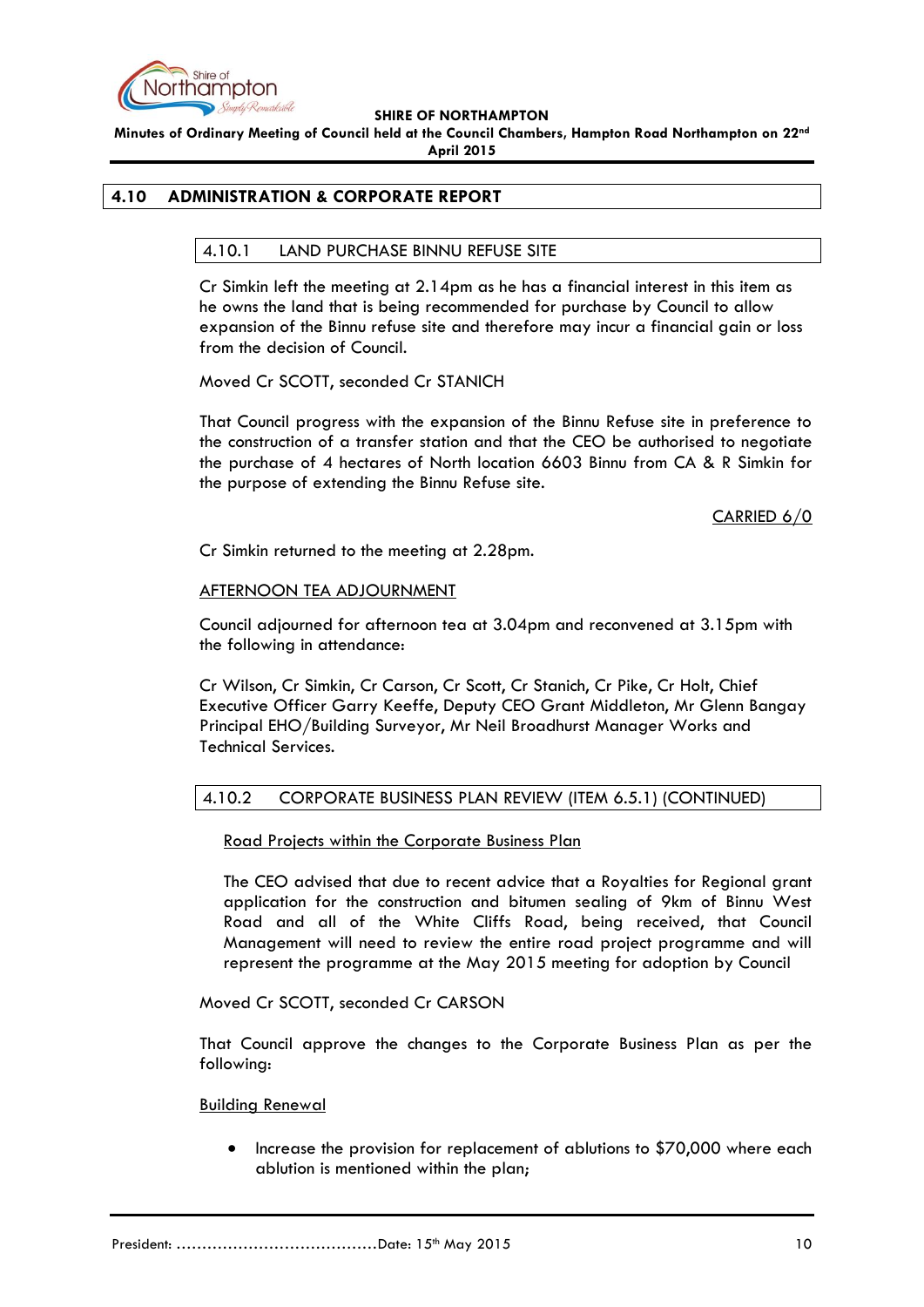## 4.10 ADMINISTRATION & CORPORATE REPORT

### 4.10.1 LAND PURCHASE BINNU REFUSE SITE

Cr Simkin left the meeting at 2.14pm as he has a financial interest in this item as he owns the land that is being recommended for purchase by Council to allow expansion of the Binnu refuse site and therefore may incur a financial gain or loss from the decision of Council.

Moved Cr SCOTT, seconded Cr STANICH

That Council progress with the expansion of the Binnu Refuse site in preference to the construction of a transfer station and that the CEO be authorised to negotiate the purchase of 4 hectares of North location 6603 Binnu from CA & R Simkin for the purpose of extending the Binnu Refuse site.

<u>CARRIED 6/0</u>

Cr Simkin returned to the meeting at 2.28pm.

<u>AFTERNOON TEA ADJOURNMENT</u>

Council adjourned for afternoon tea at 3.04pm and reconvened at 3.15pm with the following in attendance:

Cr Wilson, Cr Simkin, Cr Carson, Cr Scott, Cr Stanich, Cr Pike, Cr Holt, Chief Executive Officer Garry Keeffe, Deputy CEO Grant Middleton, Mr Glenn Bangay Principal EHO/Building Surveyor, Mr Neil Broadhurst Manager Works and Technical Services.

### 4.10.2 CORPORATE BUSINESS PLAN REVIEW (ITEM 6.5.1) (CONTINUED)

<u>Road Projects within the Corporate Business Plan</u>

The CEO advised that due to recent advice that a Royalties for Regional grant application for the construction and bitumen sealing of 9km of Binnu West Road and all of the White Cliffs Road, being received, that Council Management will need to review the entire road project programme and will represent the programme at the May 2015 meeting for adoption by Council

Moved Cr SCOTT, seconded Cr CARSON

That Council approve the changes to the Corporate Business Plan as per the following:

<u>Building Renewal</u>

- Increase the provision for replacement of ablutions to $70,000 where each ablution is mentioned within the plan;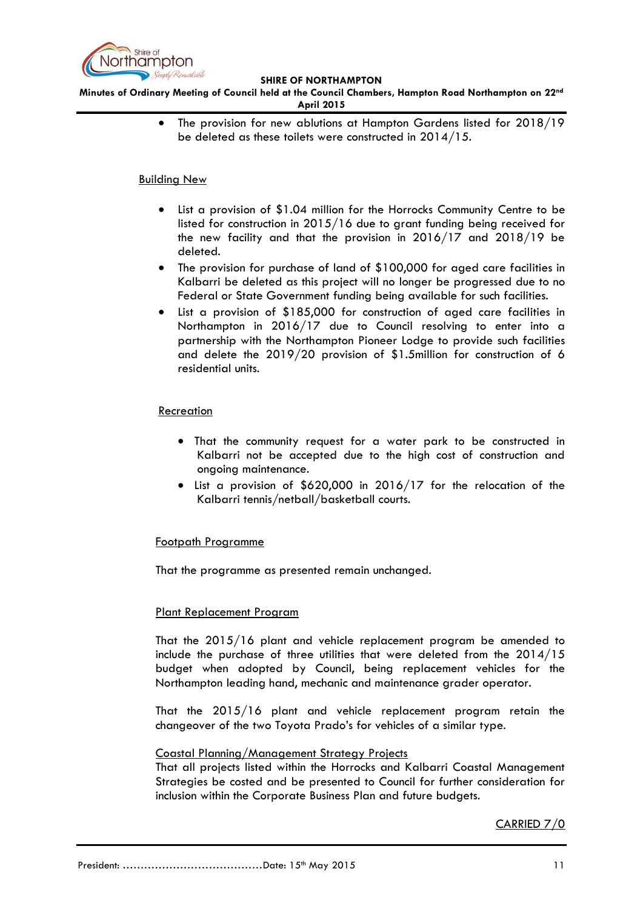- The provision for new ablutions at Hampton Gardens listed for 2018/19 be deleted as these toilets were constructed in 2014/15.

Building New

- List a provision of $1.04 million for the Horrocks Community Centre to be listed for construction in 2015/16 due to grant funding being received for the new facility and that the provision in 2016/17 and 2018/19 be deleted.
- The provision for purchase of land of $100,000 for aged care facilities in Kalbarri be deleted as this project will no longer be progressed due to no Federal or State Government funding being available for such facilities.
- List a provision of $185,000 for construction of aged care facilities in Northampton in 2016/17 due to Council resolving to enter into a partnership with the Northampton Pioneer Lodge to provide such facilities and delete the 2019/20 provision of $1.5million for construction of 6 residential units.

Recreation

- That the community request for a water park to be constructed in Kalbarri not be accepted due to the high cost of construction and ongoing maintenance.
- List a provision of $620,000 in 2016/17 for the relocation of the Kalbarri tennis/netball/basketball courts.

Footpath Programme

That the programme as presented remain unchanged.

Plant Replacement Program

That the 2015/16 plant and vehicle replacement program be amended to include the purchase of three utilities that were deleted from the 2014/15 budget when adopted by Council, being replacement vehicles for the Northampton leading hand, mechanic and maintenance grader operator.

That the 2015/16 plant and vehicle replacement program retain the changeover of the two Toyota Prado's for vehicles of a similar type.

Coastal Planning/Management Strategy Projects

That all projects listed within the Horrocks and Kalbarri Coastal Management Strategies be costed and be presented to Council for further consideration for inclusion within the Corporate Business Plan and future budgets.

CARRIED 7/0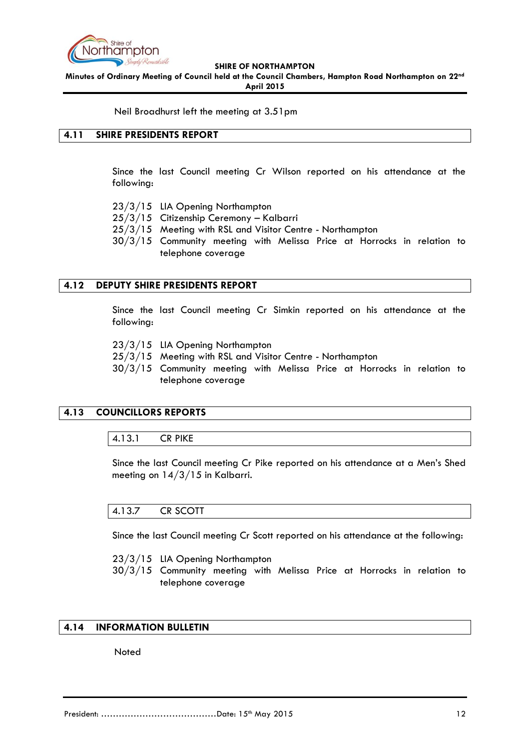Neil Broadhurst left the meeting at 3.51pm

## 4.11 SHIRE PRESIDENTS REPORT

Since the last Council meeting Cr Wilson reported on his attendance at the following:

23/3/15 LIA Opening Northampton
25/3/15 Citizenship Ceremony – Kalbarri
25/3/15 Meeting with RSL and Visitor Centre - Northampton
30/3/15 Community meeting with Melissa Price at Horrocks in relation to telephone coverage

## 4.12 DEPUTY SHIRE PRESIDENTS REPORT

Since the last Council meeting Cr Simkin reported on his attendance at the following:

23/3/15 LIA Opening Northampton
25/3/15 Meeting with RSL and Visitor Centre - Northampton
30/3/15 Community meeting with Melissa Price at Horrocks in relation to telephone coverage

## 4.13 COUNCILLORS REPORTS

### 4.13.1 CR PIKE

Since the last Council meeting Cr Pike reported on his attendance at a Men's Shed meeting on 14/3/15 in Kalbarri.

### 4.13.7 CR SCOTT

Since the last Council meeting Cr Scott reported on his attendance at the following:

23/3/15 LIA Opening Northampton
30/3/15 Community meeting with Melissa Price at Horrocks in relation to telephone coverage

## 4.14 INFORMATION BULLETIN

Noted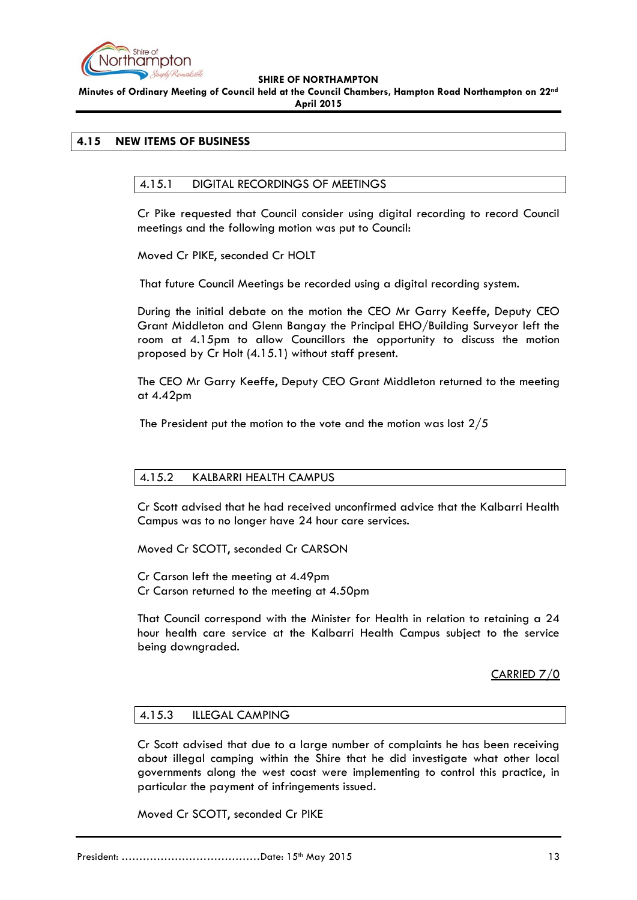## 4.15 NEW ITEMS OF BUSINESS

### 4.15.1 DIGITAL RECORDINGS OF MEETINGS

Cr Pike requested that Council consider using digital recording to record Council meetings and the following motion was put to Council:

Moved Cr PIKE, seconded Cr HOLT

That future Council Meetings be recorded using a digital recording system.

During the initial debate on the motion the CEO Mr Garry Keeffe, Deputy CEO Grant Middleton and Glenn Bangay the Principal EHO/Building Surveyor left the room at 4.15pm to allow Councillors the opportunity to discuss the motion proposed by Cr Holt (4.15.1) without staff present.

The CEO Mr Garry Keeffe, Deputy CEO Grant Middleton returned to the meeting at 4.42pm

The President put the motion to the vote and the motion was lost 2/5

### 4.15.2 KALBARRI HEALTH CAMPUS

Cr Scott advised that he had received unconfirmed advice that the Kalbarri Health Campus was to no longer have 24 hour care services.

Moved Cr SCOTT, seconded Cr CARSON

Cr Carson left the meeting at 4.49pm
Cr Carson returned to the meeting at 4.50pm

That Council correspond with the Minister for Health in relation to retaining a 24 hour health care service at the Kalbarri Health Campus subject to the service being downgraded.

CARRIED 7/0

### 4.15.3 ILLEGAL CAMPING

Cr Scott advised that due to a large number of complaints he has been receiving about illegal camping within the Shire that he did investigate what other local governments along the west coast were implementing to control this practice, in particular the payment of infringements issued.

Moved Cr SCOTT, seconded Cr PIKE

President: ……………………………………Date: 15th May 2015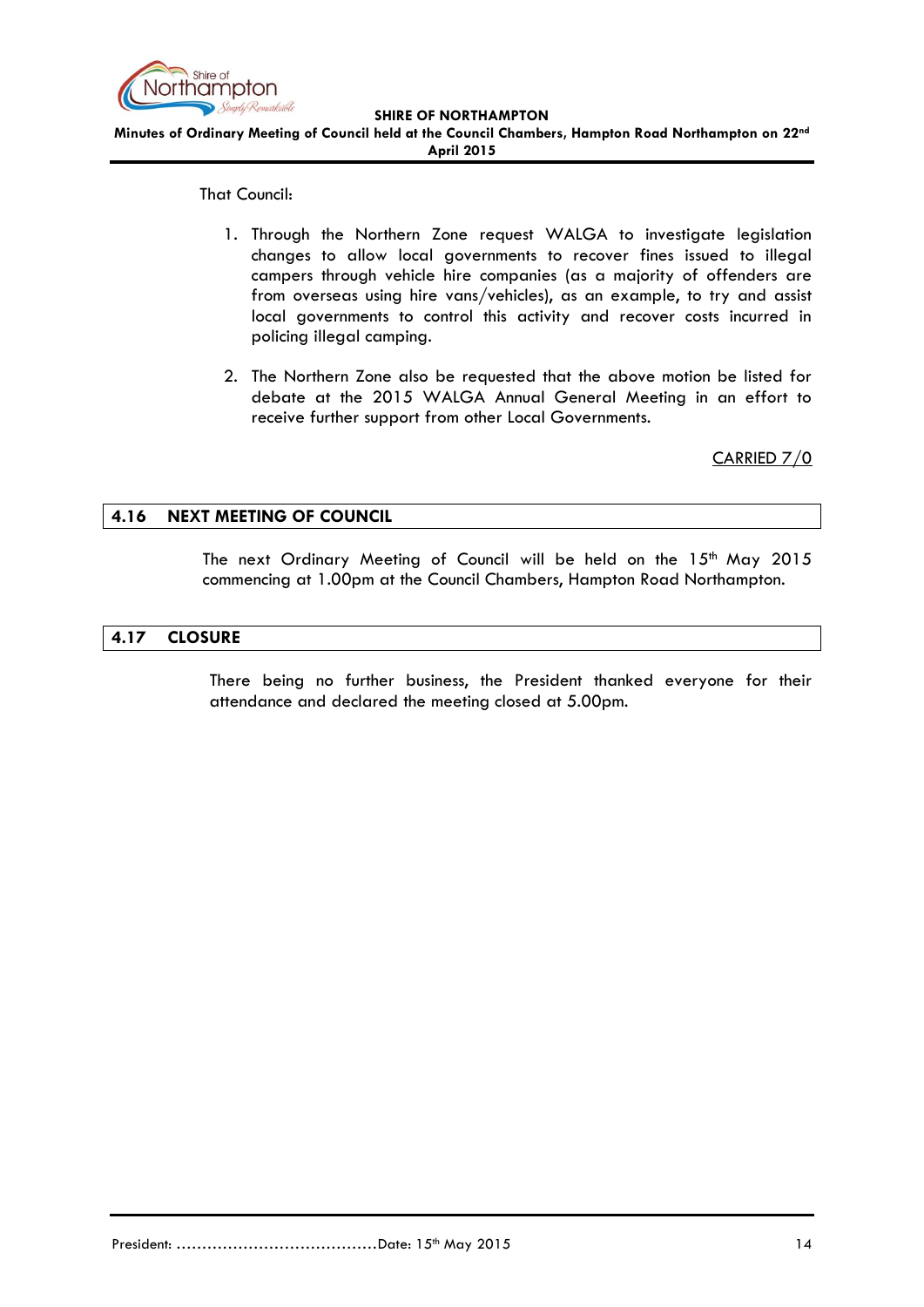That Council:

1. Through the Northern Zone request WALGA to investigate legislation changes to allow local governments to recover fines issued to illegal campers through vehicle hire companies (as a majority of offenders are from overseas using hire vans/vehicles), as an example, to try and assist local governments to control this activity and recover costs incurred in policing illegal camping.

2. The Northern Zone also be requested that the above motion be listed for debate at the 2015 WALGA Annual General Meeting in an effort to receive further support from other Local Governments.

CARRIED 7/0

## 4.16 NEXT MEETING OF COUNCIL

The next Ordinary Meeting of Council will be held on the 15th May 2015 commencing at 1.00pm at the Council Chambers, Hampton Road Northampton.

## 4.17 CLOSURE

There being no further business, the President thanked everyone for their attendance and declared the meeting closed at 5.00pm.

President: ………………………………….Date: 15th May 2015